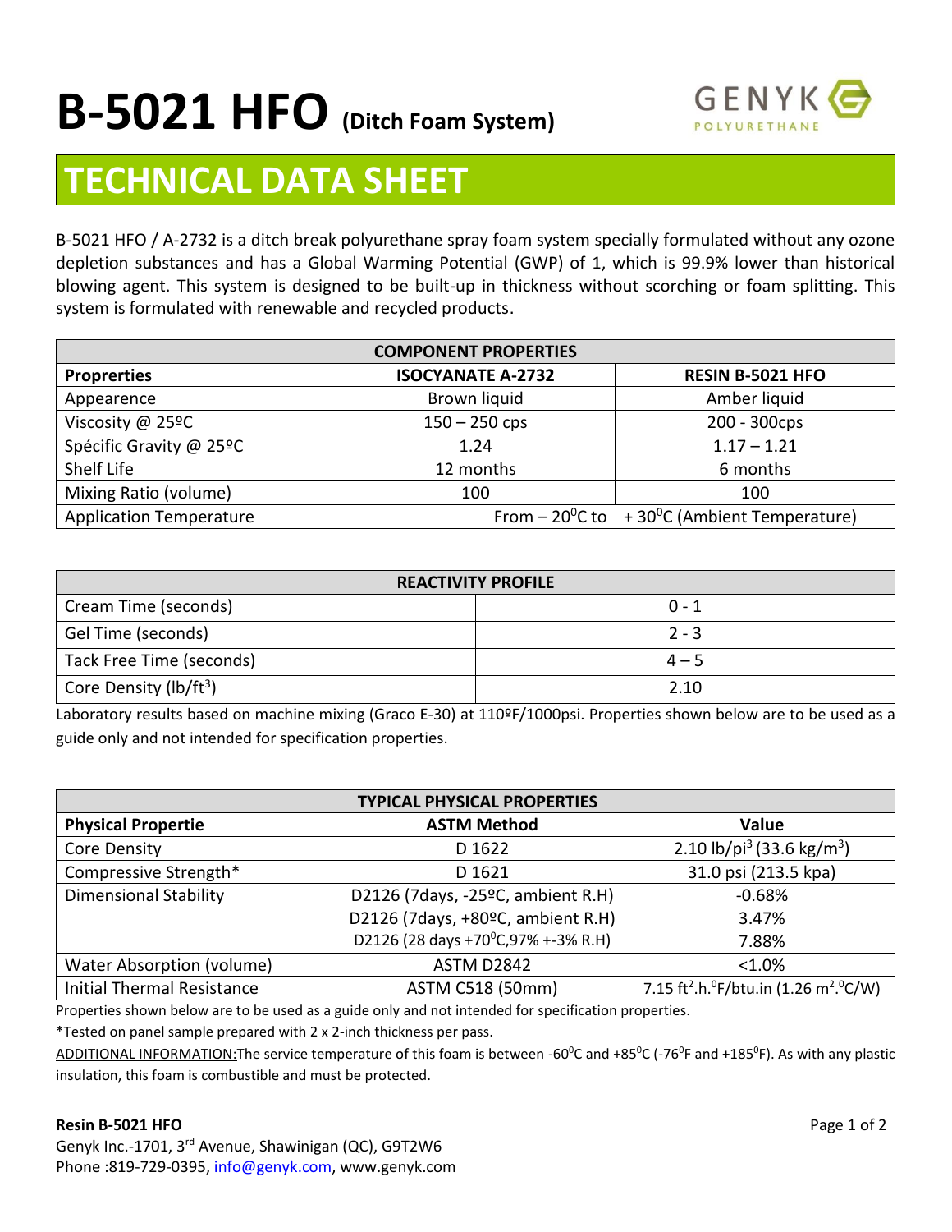# B-5021 HFO (Ditch Foam System)

GENYK POLYURETHANE

## TECHNICAL DATA SHEET

B-5021 HFO / A-2732 is a ditch break polyurethane spray foam system specially formulated without any ozone depletion substances and has a Global Warming Potential (GWP) of 1, which is 99.9% lower than historical blowing agent. This system is designed to be built-up in thickness without scorching or foam splitting. This system is formulated with renewable and recycled products.

| COMPONENT PROPERTIES | | |
|---|---|---|
| **Proprerties** | **ISOCYANATE A-2732** | **RESIN B-5021 HFO** |
| Appearence | Brown liquid | Amber liquid |
| Viscosity @ 25ºC | 150 – 250 cps | 200 - 300cps |
| Spécific Gravity @ 25ºC | 1.24 | 1.17 – 1.21 |
| Shelf Life | 12 months | 6 months |
| Mixing Ratio (volume) | 100 | 100 |
| Application Temperature | From – 20⁰C to + 30⁰C (Ambient Temperature) | |

| REACTIVITY PROFILE | |
|---|---|
| Cream Time (seconds) | 0 - 1 |
| Gel Time (seconds) | 2 - 3 |
| Tack Free Time (seconds) | 4 – 5 |
| Core Density (lb/ft$^3$) | 2.10 |

Laboratory results based on machine mixing (Graco E-30) at 110ºF/1000psi. Properties shown below are to be used as a guide only and not intended for specification properties.

| TYPICAL PHYSICAL PROPERTIES | | |
|---|---|---|
| **Physical Propertie** | **ASTM Method** | **Value** |
| Core Density | D 1622 | 2.10 lb/pi$^3$ (33.6 kg/m$^3$) |
| Compressive Strength* | D 1621 | 31.0 psi (213.5 kpa) |
| Dimensional Stability | D2126 (7days, -25ºC, ambient R.H) | -0.68% |
| | D2126 (7days, +80ºC, ambient R.H) | 3.47% |
| | D2126 (28 days +70⁰C,97% +-3% R.H) | 7.88% |
| Water Absorption (volume) | ASTM D2842 | <1.0% |
| Initial Thermal Resistance | ASTM C518 (50mm) | 7.15 ft$^2$.h.⁰F/btu.in (1.26 m$^2$.⁰C/W) |

Properties shown below are to be used as a guide only and not intended for specification properties.

*Tested on panel sample prepared with 2 x 2-inch thickness per pass.

ADDITIONAL INFORMATION:The service temperature of this foam is between -60⁰C and +85⁰C (-76⁰F and +185⁰F). As with any plastic insulation, this foam is combustible and must be protected.

**Resin B-5021 HFO**

Genyk Inc.-1701, 3rd Avenue, Shawinigan (QC), G9T2W6
Phone :819-729-0395, info@genyk.com, www.genyk.com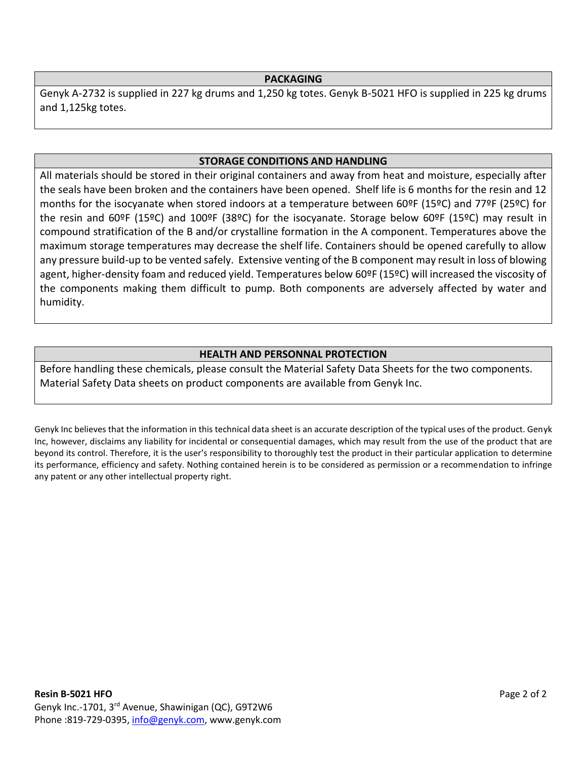## PACKAGING

Genyk A-2732 is supplied in 227 kg drums and 1,250 kg totes. Genyk B-5021 HFO is supplied in 225 kg drums and 1,125kg totes.

## STORAGE CONDITIONS AND HANDLING

All materials should be stored in their original containers and away from heat and moisture, especially after the seals have been broken and the containers have been opened. Shelf life is 6 months for the resin and 12 months for the isocyanate when stored indoors at a temperature between 60ºF (15ºC) and 77ºF (25ºC) for the resin and 60ºF (15ºC) and 100ºF (38ºC) for the isocyanate. Storage below 60ºF (15ºC) may result in compound stratification of the B and/or crystalline formation in the A component. Temperatures above the maximum storage temperatures may decrease the shelf life. Containers should be opened carefully to allow any pressure build-up to be vented safely. Extensive venting of the B component may result in loss of blowing agent, higher-density foam and reduced yield. Temperatures below 60ºF (15ºC) will increased the viscosity of the components making them difficult to pump. Both components are adversely affected by water and humidity.

## HEALTH AND PERSONNAL PROTECTION

Before handling these chemicals, please consult the Material Safety Data Sheets for the two components. Material Safety Data sheets on product components are available from Genyk Inc.

Genyk Inc believes that the information in this technical data sheet is an accurate description of the typical uses of the product. Genyk Inc, however, disclaims any liability for incidental or consequential damages, which may result from the use of the product that are beyond its control. Therefore, it is the user's responsibility to thoroughly test the product in their particular application to determine its performance, efficiency and safety. Nothing contained herein is to be considered as permission or a recommendation to infringe any patent or any other intellectual property right.

**Resin B-5021 HFO**
Genyk Inc.-1701, 3rd Avenue, Shawinigan (QC), G9T2W6
Phone :819-729-0395, info@genyk.com, www.genyk.com